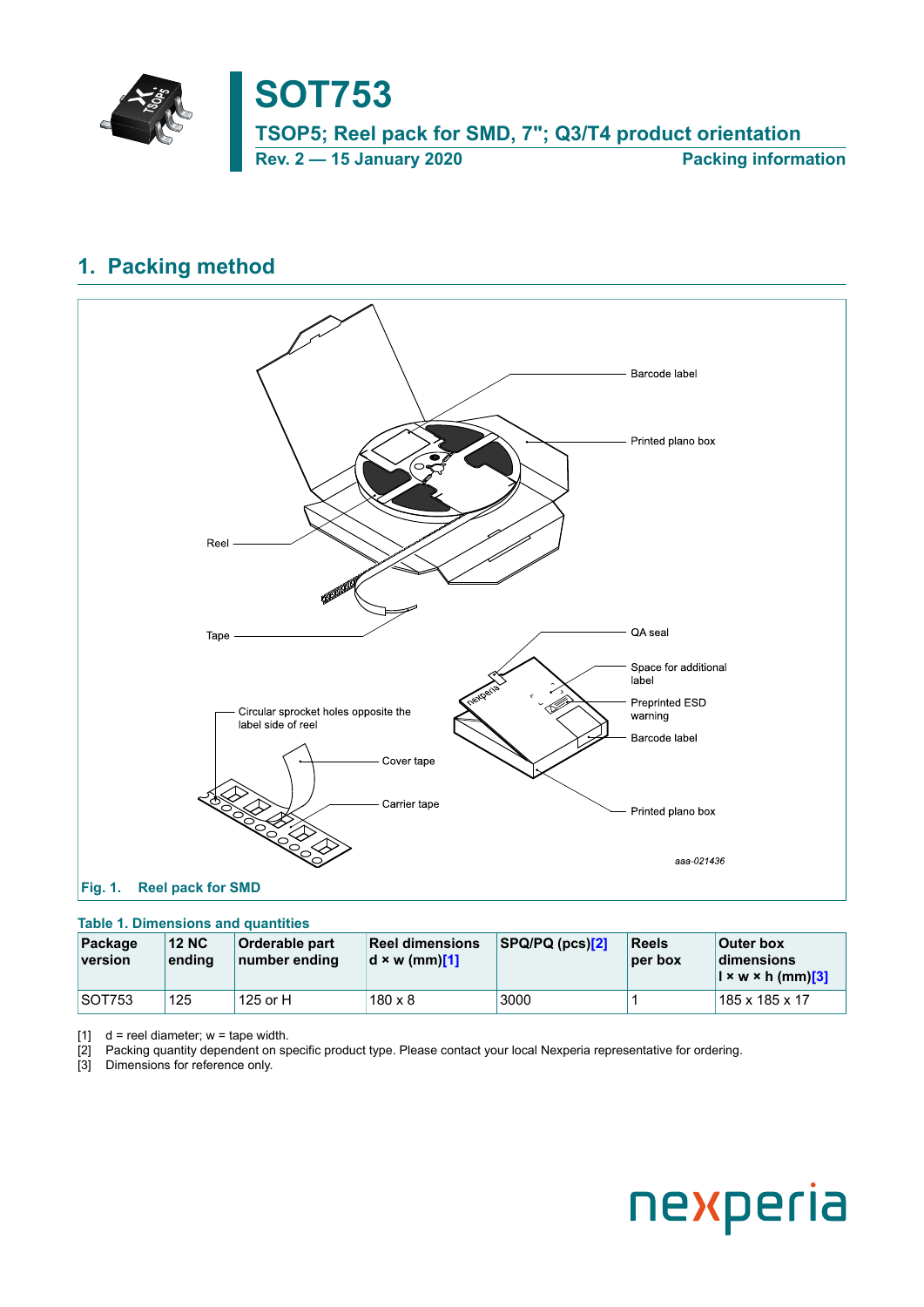# SOT753

## TSOP5; Reel pack for SMD, 7"; Q3/T4 product orientation

**Rev. 2 — 15 January 2020** **Packing information**

## 1. Packing method

Fig. 1. Reel pack for SMD

**Table 1. Dimensions and quantities**

| Package version | 12 NC ending | Orderable part number ending | Reel dimensions d × w (mm)[1] | SPQ/PQ (pcs)[2] | Reels per box | Outer box dimensions l × w × h (mm)[3] |
|---|---|---|---|---|---|---|
| SOT753 | 125 | 125 or H | 180 x 8 | 3000 | 1 | 185 x 185 x 17 |

[1] d = reel diameter; w = tape width.
[2] Packing quantity dependent on specific product type. Please contact your local Nexperia representative for ordering.
[3] Dimensions for reference only.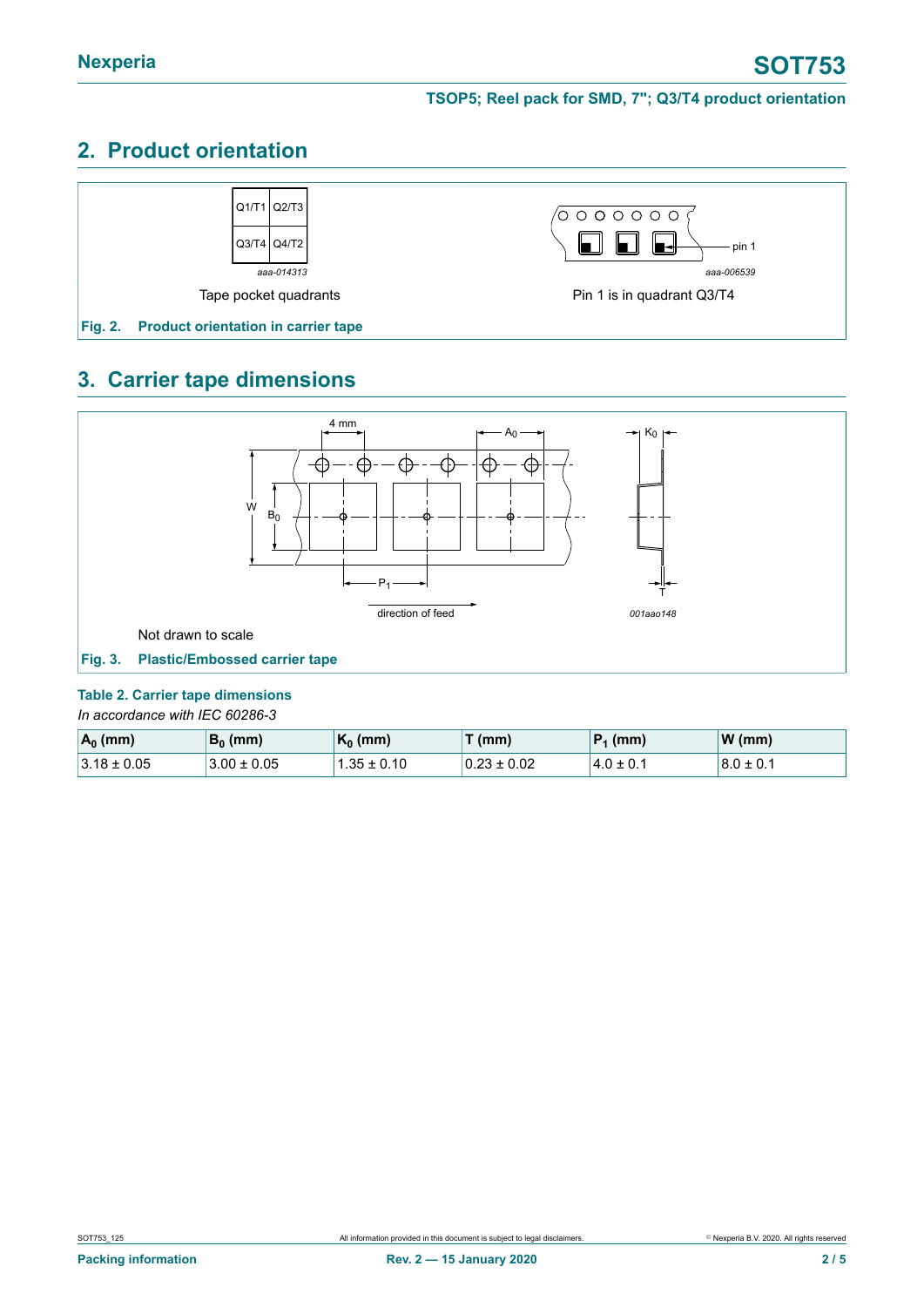## 2. Product orientation

Tape pocket quadrants

Pin 1 is in quadrant Q3/T4

Fig. 2. Product orientation in carrier tape

## 3. Carrier tape dimensions

Not drawn to scale

Fig. 3. Plastic/Embossed carrier tape

**Table 2. Carrier tape dimensions**

*In accordance with IEC 60286-3*

| $A_0$ (mm) | $B_0$ (mm) | $K_0$ (mm) | T (mm) | $P_1$ (mm) | W (mm) |
|---|---|---|---|---|---|
| 3.18 ± 0.05 | 3.00 ± 0.05 | 1.35 ± 0.10 | 0.23 ± 0.02 | 4.0 ± 0.1 | 8.0 ± 0.1 |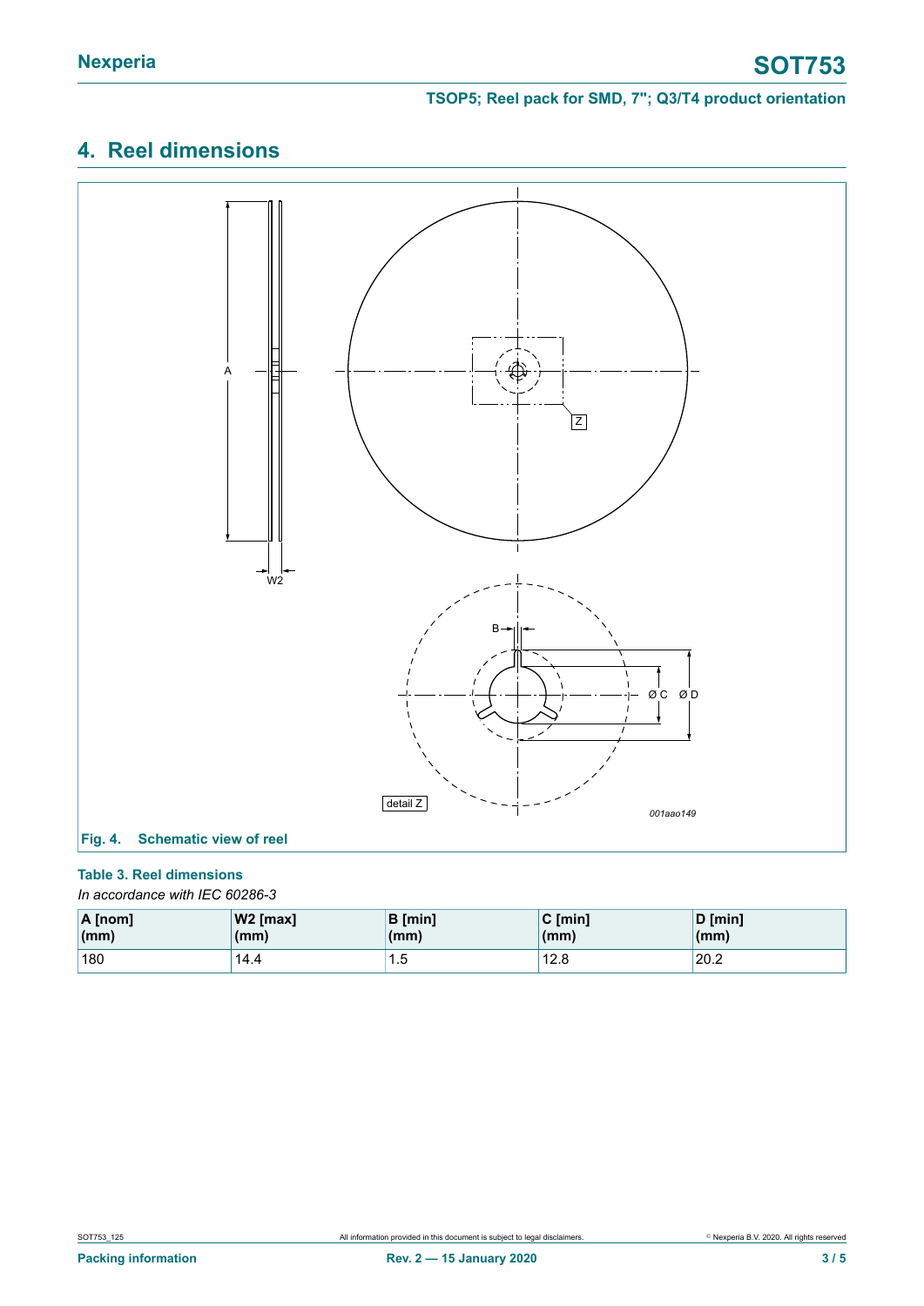## 4. Reel dimensions

**Fig. 4. Schematic view of reel**

**Table 3. Reel dimensions**

*In accordance with IEC 60286-3*

| A [nom] (mm) | W2 [max] (mm) | B [min] (mm) | C [min] (mm) | D [min] (mm) |
|---|---|---|---|---|
| 180 | 14.4 | 1.5 | 12.8 | 20.2 |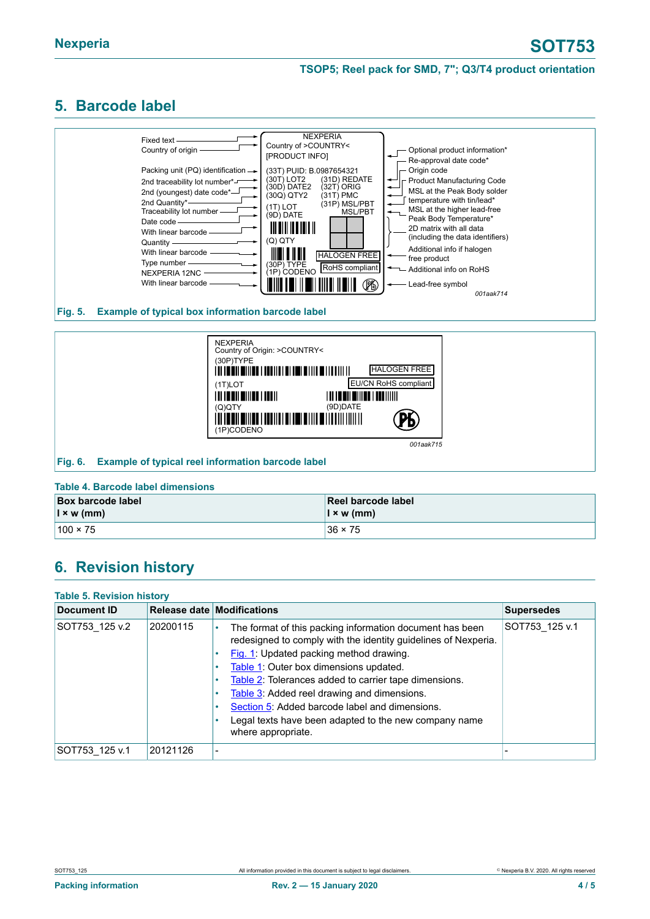## 5. Barcode label

Fig. 5. Example of typical box information barcode label

Fig. 6. Example of typical reel information barcode label

**Table 4. Barcode label dimensions**

| Box barcode label<br>l × w (mm) | Reel barcode label<br>l × w (mm) |
|---|---|
| 100 × 75 | 36 × 75 |

## 6. Revision history

**Table 5. Revision history**

| Document ID | Release date | Modifications | Supersedes |
|---|---|---|---|
| SOT753_125 v.2 | 20200115 | • The format of this packing information document has been redesigned to comply with the identity guidelines of Nexperia.<br>• Fig. 1: Updated packing method drawing.<br>• Table 1: Outer box dimensions updated.<br>• Table 2: Tolerances added to carrier tape dimensions.<br>• Table 3: Added reel drawing and dimensions.<br>• Section 5: Added barcode label and dimensions.<br>• Legal texts have been adapted to the new company name where appropriate. | SOT753_125 v.1 |
| SOT753_125 v.1 | 20121126 | - | - |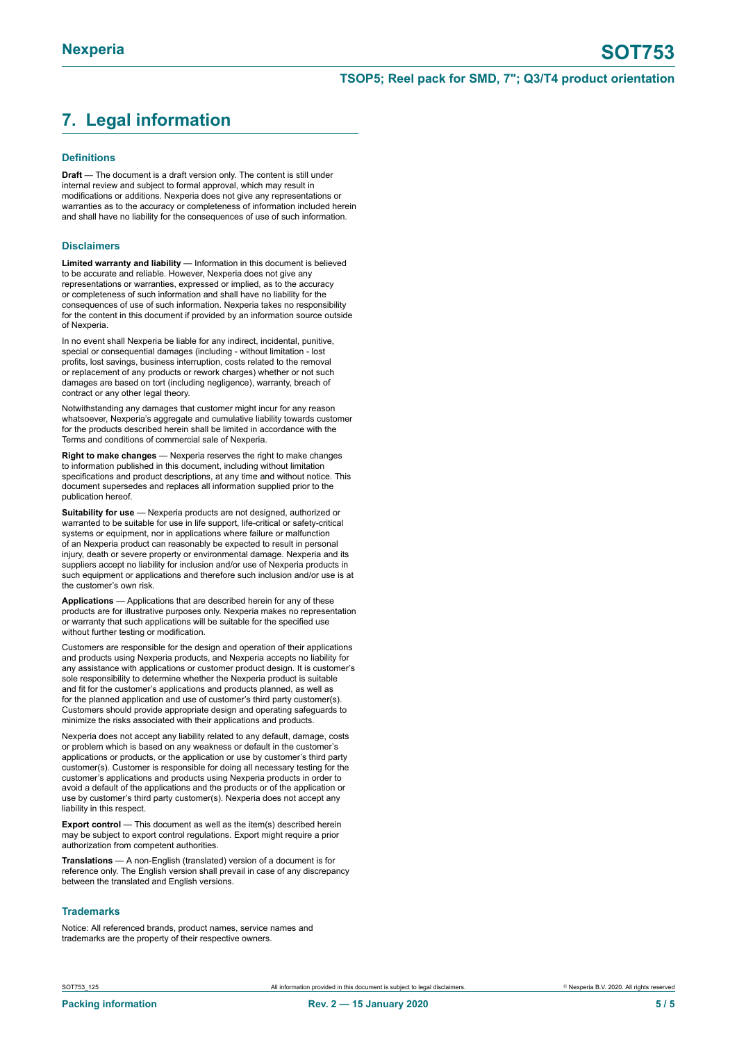## 7. Legal information

### Definitions

**Draft** — The document is a draft version only. The content is still under internal review and subject to formal approval, which may result in modifications or additions. Nexperia does not give any representations or warranties as to the accuracy or completeness of information included herein and shall have no liability for the consequences of use of such information.

### Disclaimers

**Limited warranty and liability** — Information in this document is believed to be accurate and reliable. However, Nexperia does not give any representations or warranties, expressed or implied, as to the accuracy or completeness of such information and shall have no liability for the consequences of use of such information. Nexperia takes no responsibility for the content in this document if provided by an information source outside of Nexperia.

In no event shall Nexperia be liable for any indirect, incidental, punitive, special or consequential damages (including - without limitation - lost profits, lost savings, business interruption, costs related to the removal or replacement of any products or rework charges) whether or not such damages are based on tort (including negligence), warranty, breach of contract or any other legal theory.

Notwithstanding any damages that customer might incur for any reason whatsoever, Nexperia's aggregate and cumulative liability towards customer for the products described herein shall be limited in accordance with the Terms and conditions of commercial sale of Nexperia.

**Right to make changes** — Nexperia reserves the right to make changes to information published in this document, including without limitation specifications and product descriptions, at any time and without notice. This document supersedes and replaces all information supplied prior to the publication hereof.

**Suitability for use** — Nexperia products are not designed, authorized or warranted to be suitable for use in life support, life-critical or safety-critical systems or equipment, nor in applications where failure or malfunction of an Nexperia product can reasonably be expected to result in personal injury, death or severe property or environmental damage. Nexperia and its suppliers accept no liability for inclusion and/or use of Nexperia products in such equipment or applications and therefore such inclusion and/or use is at the customer's own risk.

**Applications** — Applications that are described herein for any of these products are for illustrative purposes only. Nexperia makes no representation or warranty that such applications will be suitable for the specified use without further testing or modification.

Customers are responsible for the design and operation of their applications and products using Nexperia products, and Nexperia accepts no liability for any assistance with applications or customer product design. It is customer's sole responsibility to determine whether the Nexperia product is suitable and fit for the customer's applications and products planned, as well as for the planned application and use of customer's third party customer(s). Customers should provide appropriate design and operating safeguards to minimize the risks associated with their applications and products.

Nexperia does not accept any liability related to any default, damage, costs or problem which is based on any weakness or default in the customer's applications or products, or the application or use by customer's third party customer(s). Customer is responsible for doing all necessary testing for the customer's applications and products using Nexperia products in order to avoid a default of the applications and the products or of the application or use by customer's third party customer(s). Nexperia does not accept any liability in this respect.

**Export control** — This document as well as the item(s) described herein may be subject to export control regulations. Export might require a prior authorization from competent authorities.

**Translations** — A non-English (translated) version of a document is for reference only. The English version shall prevail in case of any discrepancy between the translated and English versions.

### Trademarks

Notice: All referenced brands, product names, service names and trademarks are the property of their respective owners.